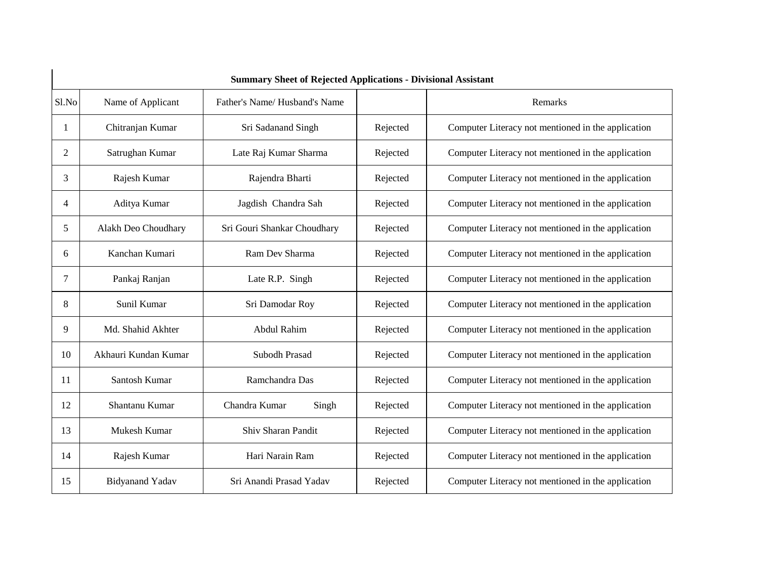**Summary Sheet of Rejected Applications - Divisional Assistant**

| Sl.No | Name of Applicant | Father's Name/ Husband's Name | | Remarks |
|---|---|---|---|---|
| 1 | Chitranjan Kumar | Sri Sadanand Singh | Rejected | Computer Literacy not mentioned in the application |
| 2 | Satrughan Kumar | Late Raj Kumar Sharma | Rejected | Computer Literacy not mentioned in the application |
| 3 | Rajesh Kumar | Rajendra Bharti | Rejected | Computer Literacy not mentioned in the application |
| 4 | Aditya Kumar | Jagdish Chandra Sah | Rejected | Computer Literacy not mentioned in the application |
| 5 | Alakh Deo Choudhary | Sri Gouri Shankar Choudhary | Rejected | Computer Literacy not mentioned in the application |
| 6 | Kanchan Kumari | Ram Dev Sharma | Rejected | Computer Literacy not mentioned in the application |
| 7 | Pankaj Ranjan | Late R.P. Singh | Rejected | Computer Literacy not mentioned in the application |
| 8 | Sunil Kumar | Sri Damodar Roy | Rejected | Computer Literacy not mentioned in the application |
| 9 | Md. Shahid Akhter | Abdul Rahim | Rejected | Computer Literacy not mentioned in the application |
| 10 | Akhauri Kundan Kumar | Subodh Prasad | Rejected | Computer Literacy not mentioned in the application |
| 11 | Santosh Kumar | Ramchandra Das | Rejected | Computer Literacy not mentioned in the application |
| 12 | Shantanu Kumar | Chandra Kumar Singh | Rejected | Computer Literacy not mentioned in the application |
| 13 | Mukesh Kumar | Shiv Sharan Pandit | Rejected | Computer Literacy not mentioned in the application |
| 14 | Rajesh Kumar | Hari Narain Ram | Rejected | Computer Literacy not mentioned in the application |
| 15 | Bidyanand Yadav | Sri Anandi Prasad Yadav | Rejected | Computer Literacy not mentioned in the application |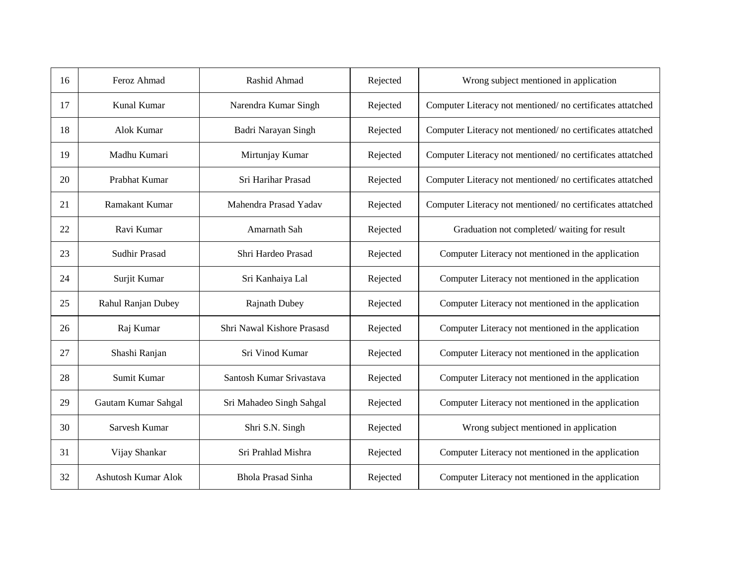| | | | | |
|---|---|---|---|---|
| 16 | Feroz Ahmad | Rashid Ahmad | Rejected | Wrong subject mentioned in application |
| 17 | Kunal Kumar | Narendra Kumar Singh | Rejected | Computer Literacy not mentioned/ no certificates attatched |
| 18 | Alok Kumar | Badri Narayan Singh | Rejected | Computer Literacy not mentioned/ no certificates attatched |
| 19 | Madhu Kumari | Mirtunjay Kumar | Rejected | Computer Literacy not mentioned/ no certificates attatched |
| 20 | Prabhat Kumar | Sri Harihar Prasad | Rejected | Computer Literacy not mentioned/ no certificates attatched |
| 21 | Ramakant Kumar | Mahendra Prasad Yadav | Rejected | Computer Literacy not mentioned/ no certificates attatched |
| 22 | Ravi Kumar | Amarnath Sah | Rejected | Graduation not completed/ waiting for result |
| 23 | Sudhir Prasad | Shri Hardeo Prasad | Rejected | Computer Literacy not mentioned in the application |
| 24 | Surjit Kumar | Sri Kanhaiya Lal | Rejected | Computer Literacy not mentioned in the application |
| 25 | Rahul Ranjan Dubey | Rajnath Dubey | Rejected | Computer Literacy not mentioned in the application |
| 26 | Raj Kumar | Shri Nawal Kishore Prasasd | Rejected | Computer Literacy not mentioned in the application |
| 27 | Shashi Ranjan | Sri Vinod Kumar | Rejected | Computer Literacy not mentioned in the application |
| 28 | Sumit Kumar | Santosh Kumar Srivastava | Rejected | Computer Literacy not mentioned in the application |
| 29 | Gautam Kumar Sahgal | Sri Mahadeo Singh Sahgal | Rejected | Computer Literacy not mentioned in the application |
| 30 | Sarvesh Kumar | Shri S.N. Singh | Rejected | Wrong subject mentioned in application |
| 31 | Vijay Shankar | Sri Prahlad Mishra | Rejected | Computer Literacy not mentioned in the application |
| 32 | Ashutosh Kumar Alok | Bhola Prasad Sinha | Rejected | Computer Literacy not mentioned in the application |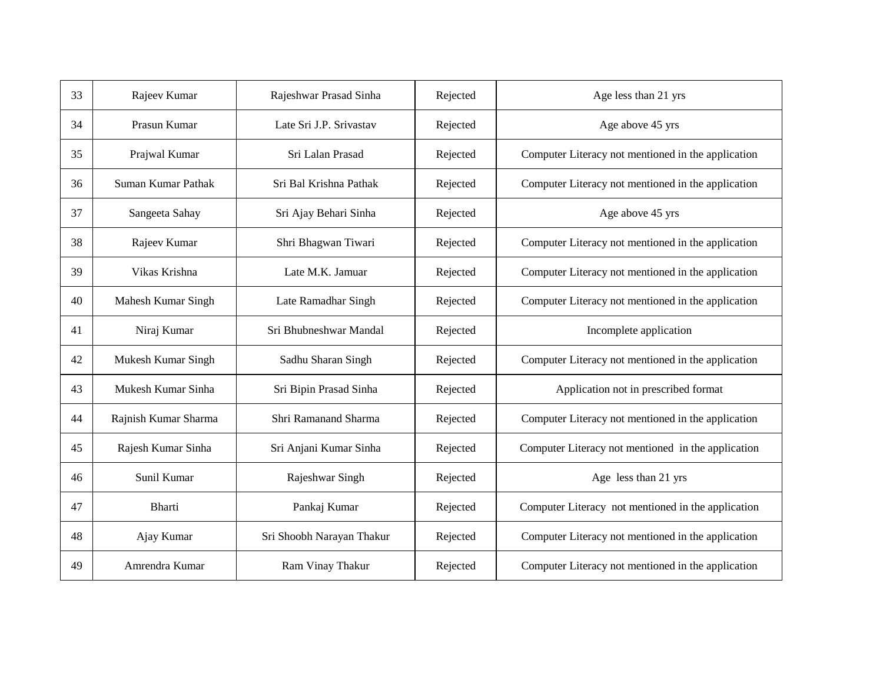| | | | | |
|---|---|---|---|---|
| 33 | Rajeev Kumar | Rajeshwar Prasad Sinha | Rejected | Age less than 21 yrs |
| 34 | Prasun Kumar | Late Sri J.P. Srivastav | Rejected | Age above 45 yrs |
| 35 | Prajwal Kumar | Sri Lalan Prasad | Rejected | Computer Literacy not mentioned in the application |
| 36 | Suman Kumar Pathak | Sri Bal Krishna Pathak | Rejected | Computer Literacy not mentioned in the application |
| 37 | Sangeeta Sahay | Sri Ajay Behari Sinha | Rejected | Age above 45 yrs |
| 38 | Rajeev Kumar | Shri Bhagwan Tiwari | Rejected | Computer Literacy not mentioned in the application |
| 39 | Vikas Krishna | Late M.K. Jamuar | Rejected | Computer Literacy not mentioned in the application |
| 40 | Mahesh Kumar Singh | Late Ramadhar Singh | Rejected | Computer Literacy not mentioned in the application |
| 41 | Niraj Kumar | Sri Bhubneshwar Mandal | Rejected | Incomplete application |
| 42 | Mukesh Kumar Singh | Sadhu Sharan Singh | Rejected | Computer Literacy not mentioned in the application |
| 43 | Mukesh Kumar Sinha | Sri Bipin Prasad Sinha | Rejected | Application not in prescribed format |
| 44 | Rajnish Kumar Sharma | Shri Ramanand Sharma | Rejected | Computer Literacy not mentioned in the application |
| 45 | Rajesh Kumar Sinha | Sri Anjani Kumar Sinha | Rejected | Computer Literacy not mentioned in the application |
| 46 | Sunil Kumar | Rajeshwar Singh | Rejected | Age less than 21 yrs |
| 47 | Bharti | Pankaj Kumar | Rejected | Computer Literacy not mentioned in the application |
| 48 | Ajay Kumar | Sri Shoobh Narayan Thakur | Rejected | Computer Literacy not mentioned in the application |
| 49 | Amrendra Kumar | Ram Vinay Thakur | Rejected | Computer Literacy not mentioned in the application |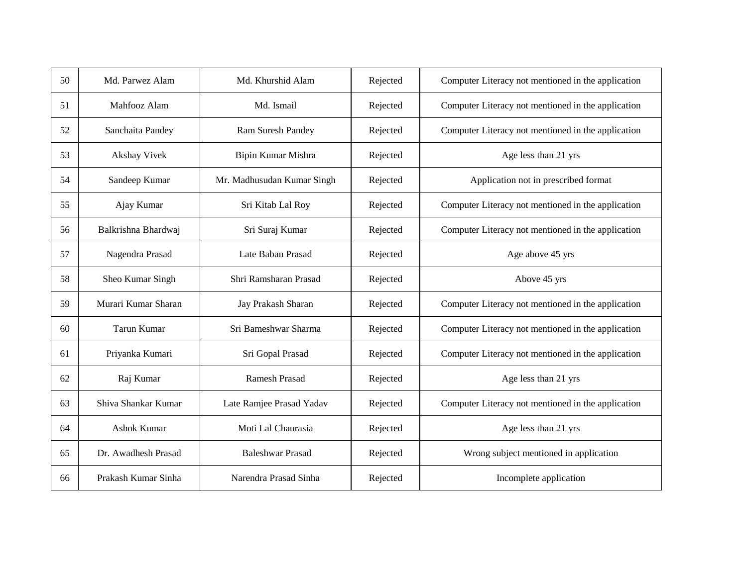| 50 | Md. Parwez Alam | Md. Khurshid Alam | Rejected | Computer Literacy not mentioned in the application |
|---|---|---|---|---|
| 51 | Mahfooz Alam | Md. Ismail | Rejected | Computer Literacy not mentioned in the application |
| 52 | Sanchaita Pandey | Ram Suresh Pandey | Rejected | Computer Literacy not mentioned in the application |
| 53 | Akshay Vivek | Bipin Kumar Mishra | Rejected | Age less than 21 yrs |
| 54 | Sandeep Kumar | Mr. Madhusudan Kumar Singh | Rejected | Application not in prescribed format |
| 55 | Ajay Kumar | Sri Kitab Lal Roy | Rejected | Computer Literacy not mentioned in the application |
| 56 | Balkrishna Bhardwaj | Sri Suraj Kumar | Rejected | Computer Literacy not mentioned in the application |
| 57 | Nagendra Prasad | Late Baban Prasad | Rejected | Age above 45 yrs |
| 58 | Sheo Kumar Singh | Shri Ramsharan Prasad | Rejected | Above 45 yrs |
| 59 | Murari Kumar Sharan | Jay Prakash Sharan | Rejected | Computer Literacy not mentioned in the application |
| 60 | Tarun Kumar | Sri Bameshwar Sharma | Rejected | Computer Literacy not mentioned in the application |
| 61 | Priyanka Kumari | Sri Gopal Prasad | Rejected | Computer Literacy not mentioned in the application |
| 62 | Raj Kumar | Ramesh Prasad | Rejected | Age less than 21 yrs |
| 63 | Shiva Shankar Kumar | Late Ramjee Prasad Yadav | Rejected | Computer Literacy not mentioned in the application |
| 64 | Ashok Kumar | Moti Lal Chaurasia | Rejected | Age less than 21 yrs |
| 65 | Dr. Awadhesh Prasad | Baleshwar Prasad | Rejected | Wrong subject mentioned in application |
| 66 | Prakash Kumar Sinha | Narendra Prasad Sinha | Rejected | Incomplete application |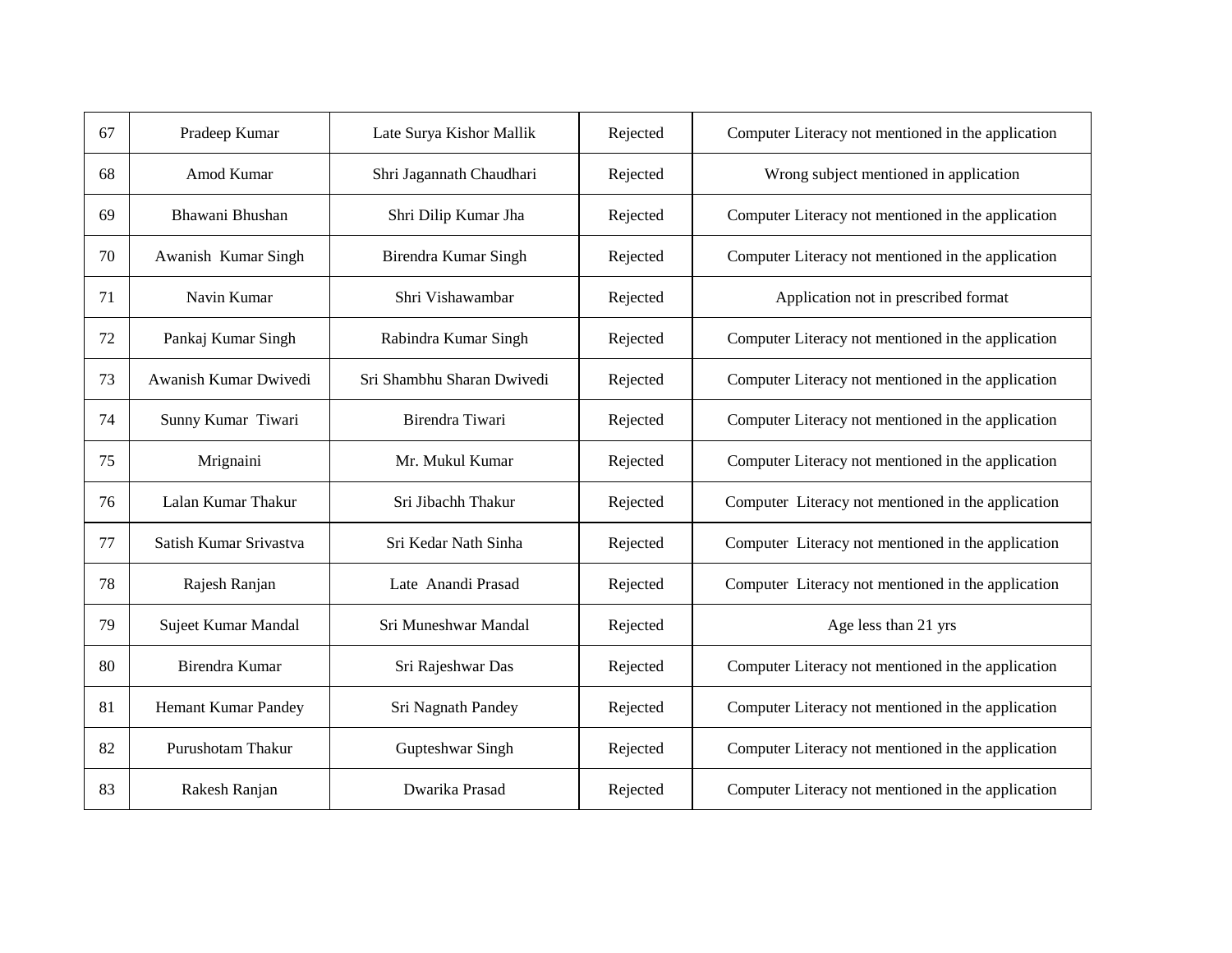| 67 | Pradeep Kumar | Late Surya Kishor Mallik | Rejected | Computer Literacy not mentioned in the application |
|---|---|---|---|---|
| 68 | Amod Kumar | Shri Jagannath Chaudhari | Rejected | Wrong subject mentioned in application |
| 69 | Bhawani Bhushan | Shri Dilip Kumar Jha | Rejected | Computer Literacy not mentioned in the application |
| 70 | Awanish Kumar Singh | Birendra Kumar Singh | Rejected | Computer Literacy not mentioned in the application |
| 71 | Navin Kumar | Shri Vishawambar | Rejected | Application not in prescribed format |
| 72 | Pankaj Kumar Singh | Rabindra Kumar Singh | Rejected | Computer Literacy not mentioned in the application |
| 73 | Awanish Kumar Dwivedi | Sri Shambhu Sharan Dwivedi | Rejected | Computer Literacy not mentioned in the application |
| 74 | Sunny Kumar Tiwari | Birendra Tiwari | Rejected | Computer Literacy not mentioned in the application |
| 75 | Mrignaini | Mr. Mukul Kumar | Rejected | Computer Literacy not mentioned in the application |
| 76 | Lalan Kumar Thakur | Sri Jibachh Thakur | Rejected | Computer Literacy not mentioned in the application |
| 77 | Satish Kumar Srivastva | Sri Kedar Nath Sinha | Rejected | Computer Literacy not mentioned in the application |
| 78 | Rajesh Ranjan | Late Anandi Prasad | Rejected | Computer Literacy not mentioned in the application |
| 79 | Sujeet Kumar Mandal | Sri Muneshwar Mandal | Rejected | Age less than 21 yrs |
| 80 | Birendra Kumar | Sri Rajeshwar Das | Rejected | Computer Literacy not mentioned in the application |
| 81 | Hemant Kumar Pandey | Sri Nagnath Pandey | Rejected | Computer Literacy not mentioned in the application |
| 82 | Purushotam Thakur | Gupteshwar Singh | Rejected | Computer Literacy not mentioned in the application |
| 83 | Rakesh Ranjan | Dwarika Prasad | Rejected | Computer Literacy not mentioned in the application |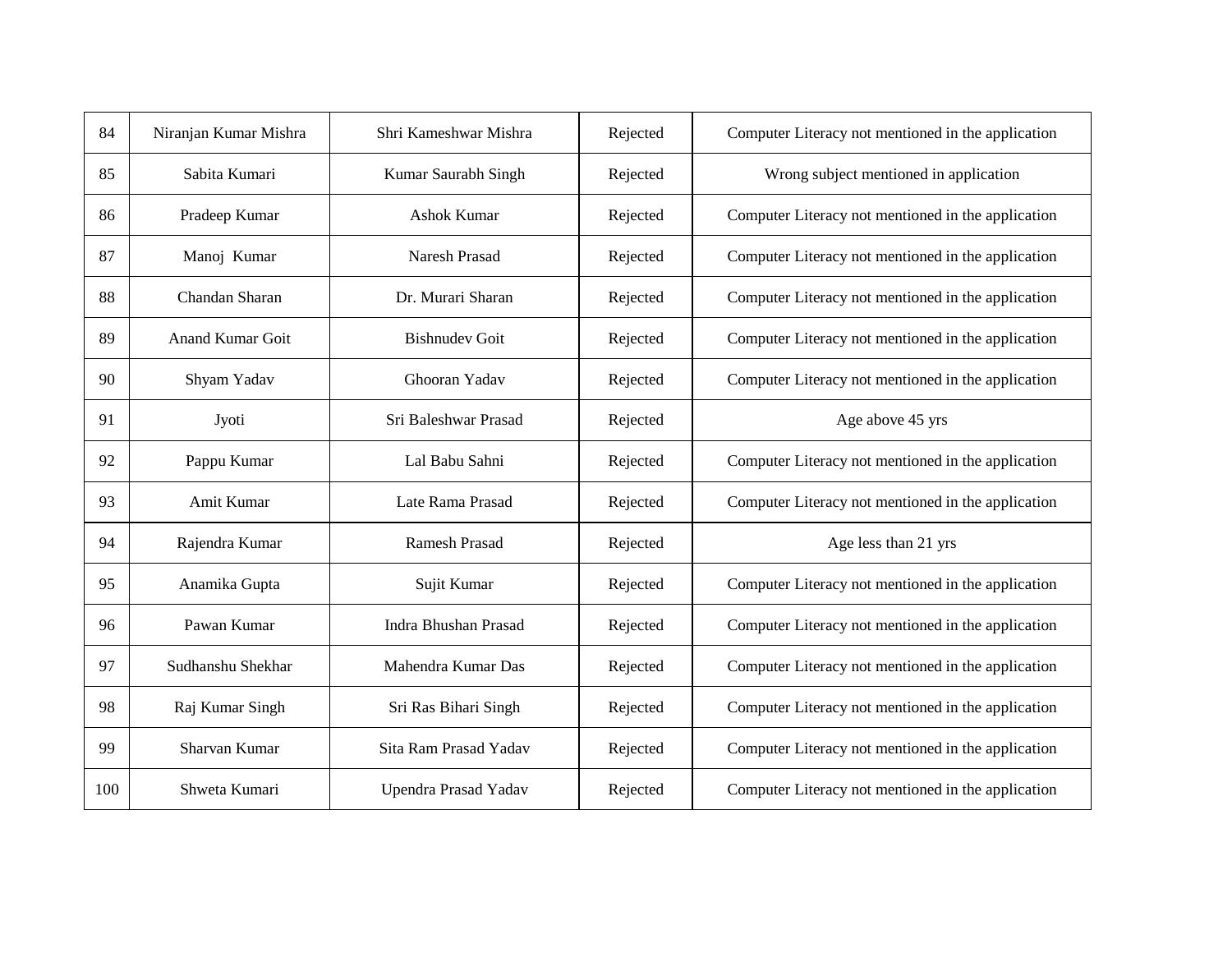| 84 | Niranjan Kumar Mishra | Shri Kameshwar Mishra | Rejected | Computer Literacy not mentioned in the application |
|---|---|---|---|---|
| 85 | Sabita Kumari | Kumar Saurabh Singh | Rejected | Wrong subject mentioned in application |
| 86 | Pradeep Kumar | Ashok Kumar | Rejected | Computer Literacy not mentioned in the application |
| 87 | Manoj Kumar | Naresh Prasad | Rejected | Computer Literacy not mentioned in the application |
| 88 | Chandan Sharan | Dr. Murari Sharan | Rejected | Computer Literacy not mentioned in the application |
| 89 | Anand Kumar Goit | Bishnudev Goit | Rejected | Computer Literacy not mentioned in the application |
| 90 | Shyam Yadav | Ghooran Yadav | Rejected | Computer Literacy not mentioned in the application |
| 91 | Jyoti | Sri Baleshwar Prasad | Rejected | Age above 45 yrs |
| 92 | Pappu Kumar | Lal Babu Sahni | Rejected | Computer Literacy not mentioned in the application |
| 93 | Amit Kumar | Late Rama Prasad | Rejected | Computer Literacy not mentioned in the application |
| 94 | Rajendra Kumar | Ramesh Prasad | Rejected | Age less than 21 yrs |
| 95 | Anamika Gupta | Sujit Kumar | Rejected | Computer Literacy not mentioned in the application |
| 96 | Pawan Kumar | Indra Bhushan Prasad | Rejected | Computer Literacy not mentioned in the application |
| 97 | Sudhanshu Shekhar | Mahendra Kumar Das | Rejected | Computer Literacy not mentioned in the application |
| 98 | Raj Kumar Singh | Sri Ras Bihari Singh | Rejected | Computer Literacy not mentioned in the application |
| 99 | Sharvan Kumar | Sita Ram Prasad Yadav | Rejected | Computer Literacy not mentioned in the application |
| 100 | Shweta Kumari | Upendra Prasad Yadav | Rejected | Computer Literacy not mentioned in the application |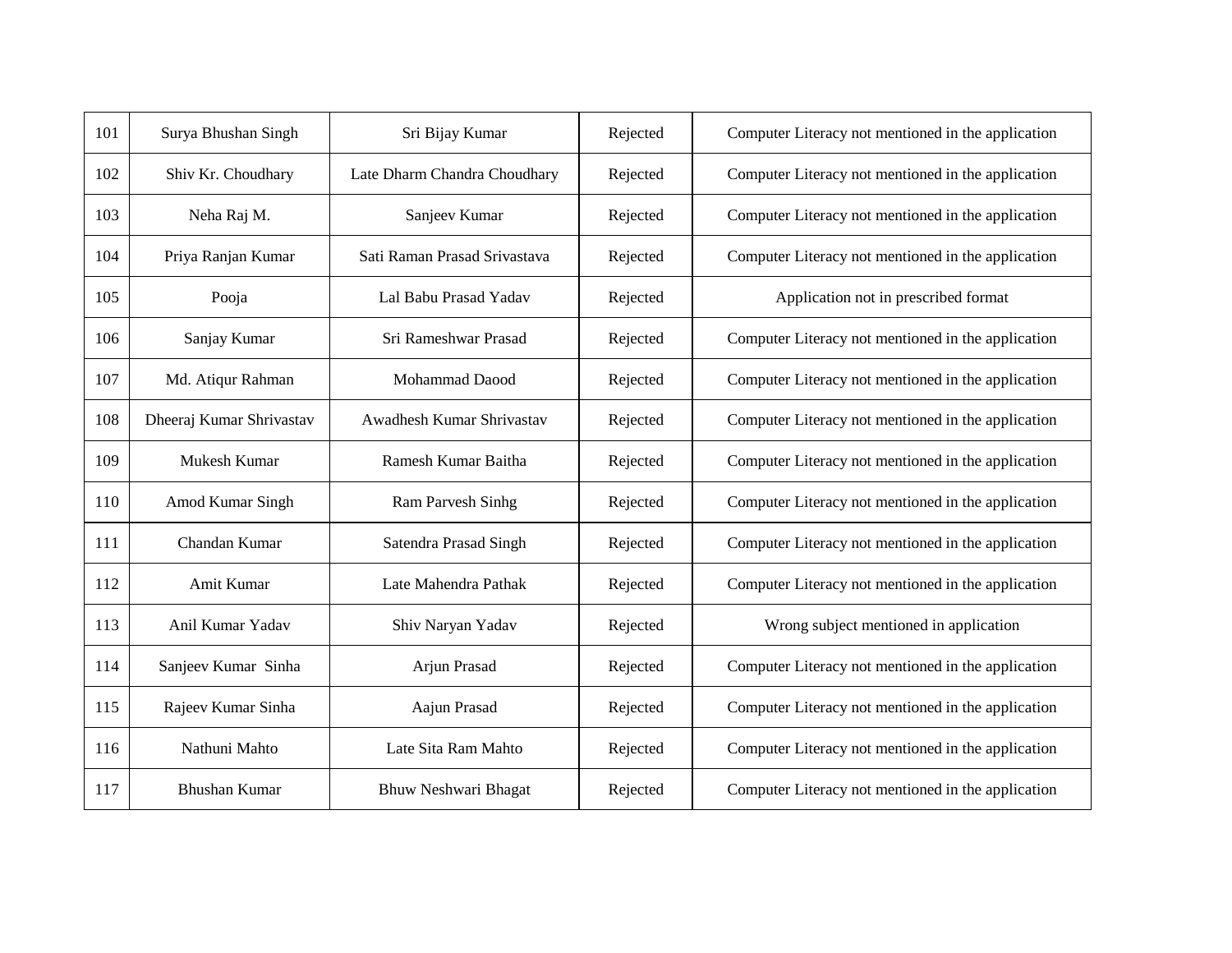| | | | | |
|---|---|---|---|---|
| 101 | Surya Bhushan Singh | Sri Bijay Kumar | Rejected | Computer Literacy not mentioned in the application |
| 102 | Shiv Kr. Choudhary | Late Dharm Chandra Choudhary | Rejected | Computer Literacy not mentioned in the application |
| 103 | Neha Raj M. | Sanjeev Kumar | Rejected | Computer Literacy not mentioned in the application |
| 104 | Priya Ranjan Kumar | Sati Raman Prasad Srivastava | Rejected | Computer Literacy not mentioned in the application |
| 105 | Pooja | Lal Babu Prasad Yadav | Rejected | Application not in prescribed format |
| 106 | Sanjay Kumar | Sri Rameshwar Prasad | Rejected | Computer Literacy not mentioned in the application |
| 107 | Md. Atiqur Rahman | Mohammad Daood | Rejected | Computer Literacy not mentioned in the application |
| 108 | Dheeraj Kumar Shrivastav | Awadhesh Kumar Shrivastav | Rejected | Computer Literacy not mentioned in the application |
| 109 | Mukesh Kumar | Ramesh Kumar Baitha | Rejected | Computer Literacy not mentioned in the application |
| 110 | Amod Kumar Singh | Ram Parvesh Sinhg | Rejected | Computer Literacy not mentioned in the application |
| 111 | Chandan Kumar | Satendra Prasad Singh | Rejected | Computer Literacy not mentioned in the application |
| 112 | Amit Kumar | Late Mahendra Pathak | Rejected | Computer Literacy not mentioned in the application |
| 113 | Anil Kumar Yadav | Shiv Naryan Yadav | Rejected | Wrong subject mentioned in application |
| 114 | Sanjeev Kumar Sinha | Arjun Prasad | Rejected | Computer Literacy not mentioned in the application |
| 115 | Rajeev Kumar Sinha | Aajun Prasad | Rejected | Computer Literacy not mentioned in the application |
| 116 | Nathuni Mahto | Late Sita Ram Mahto | Rejected | Computer Literacy not mentioned in the application |
| 117 | Bhushan Kumar | Bhuw Neshwari Bhagat | Rejected | Computer Literacy not mentioned in the application |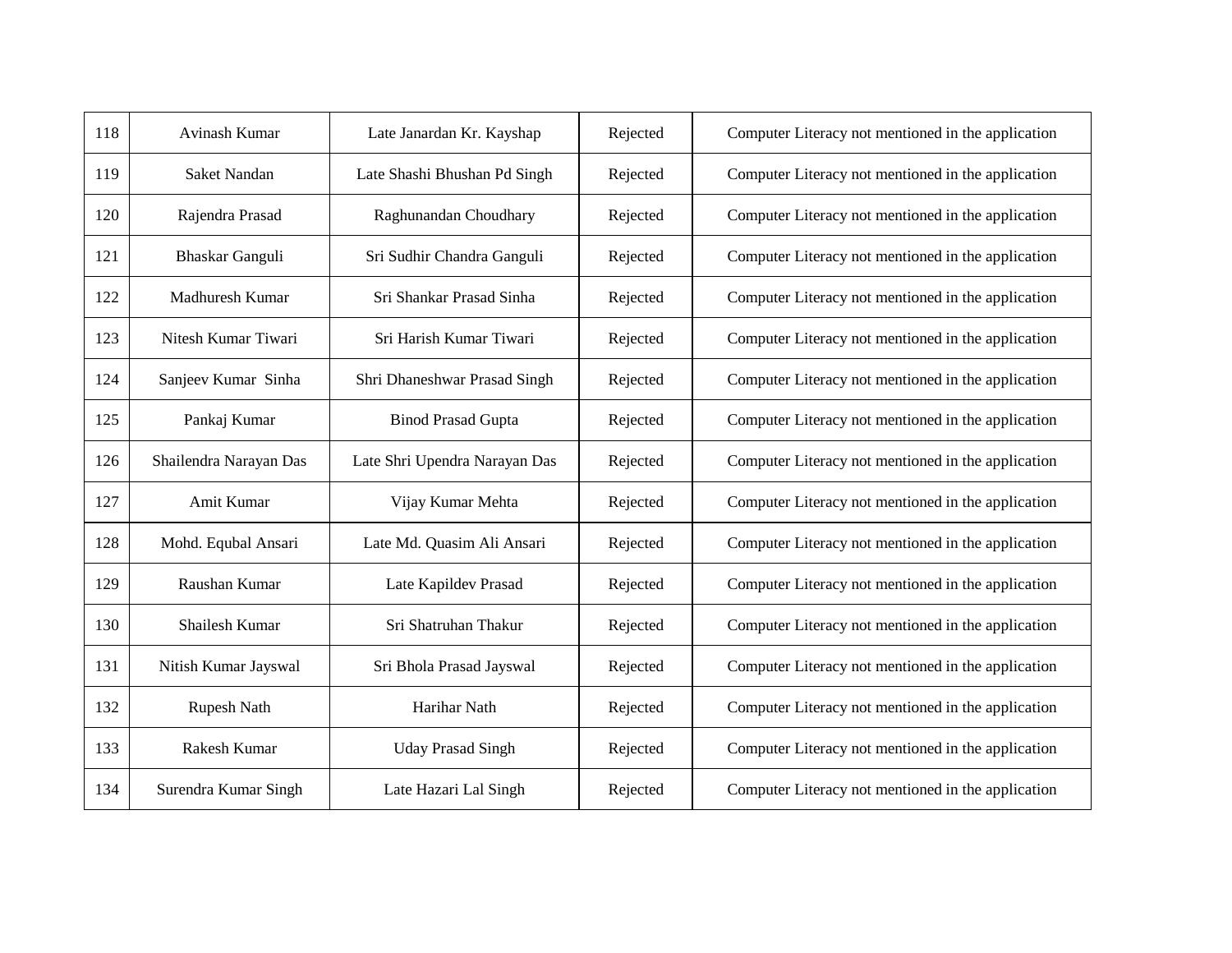| | | | | |
|---|---|---|---|---|
| 118 | Avinash Kumar | Late Janardan Kr. Kayshap | Rejected | Computer Literacy not mentioned in the application |
| 119 | Saket Nandan | Late Shashi Bhushan Pd Singh | Rejected | Computer Literacy not mentioned in the application |
| 120 | Rajendra Prasad | Raghunandan Choudhary | Rejected | Computer Literacy not mentioned in the application |
| 121 | Bhaskar Ganguli | Sri Sudhir Chandra Ganguli | Rejected | Computer Literacy not mentioned in the application |
| 122 | Madhuresh Kumar | Sri Shankar Prasad Sinha | Rejected | Computer Literacy not mentioned in the application |
| 123 | Nitesh Kumar Tiwari | Sri Harish Kumar Tiwari | Rejected | Computer Literacy not mentioned in the application |
| 124 | Sanjeev Kumar Sinha | Shri Dhaneshwar Prasad Singh | Rejected | Computer Literacy not mentioned in the application |
| 125 | Pankaj Kumar | Binod Prasad Gupta | Rejected | Computer Literacy not mentioned in the application |
| 126 | Shailendra Narayan Das | Late Shri Upendra Narayan Das | Rejected | Computer Literacy not mentioned in the application |
| 127 | Amit Kumar | Vijay Kumar Mehta | Rejected | Computer Literacy not mentioned in the application |
| 128 | Mohd. Equbal Ansari | Late Md. Quasim Ali Ansari | Rejected | Computer Literacy not mentioned in the application |
| 129 | Raushan Kumar | Late Kapildev Prasad | Rejected | Computer Literacy not mentioned in the application |
| 130 | Shailesh Kumar | Sri Shatruhan Thakur | Rejected | Computer Literacy not mentioned in the application |
| 131 | Nitish Kumar Jayswal | Sri Bhola Prasad Jayswal | Rejected | Computer Literacy not mentioned in the application |
| 132 | Rupesh Nath | Harihar Nath | Rejected | Computer Literacy not mentioned in the application |
| 133 | Rakesh Kumar | Uday Prasad Singh | Rejected | Computer Literacy not mentioned in the application |
| 134 | Surendra Kumar Singh | Late Hazari Lal Singh | Rejected | Computer Literacy not mentioned in the application |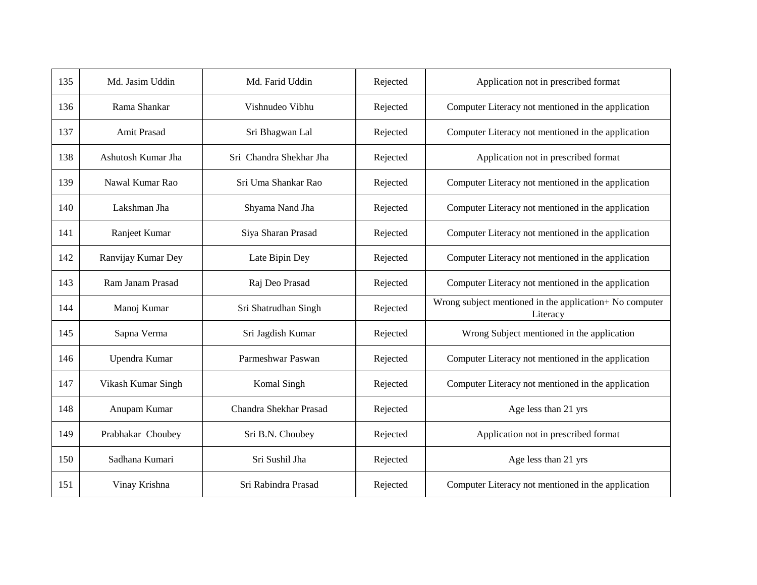| | | | | |
|---|---|---|---|---|
| 135 | Md. Jasim Uddin | Md. Farid Uddin | Rejected | Application not in prescribed format |
| 136 | Rama Shankar | Vishnudeo Vibhu | Rejected | Computer Literacy not mentioned in the application |
| 137 | Amit Prasad | Sri Bhagwan Lal | Rejected | Computer Literacy not mentioned in the application |
| 138 | Ashutosh Kumar Jha | Sri Chandra Shekhar Jha | Rejected | Application not in prescribed format |
| 139 | Nawal Kumar Rao | Sri Uma Shankar Rao | Rejected | Computer Literacy not mentioned in the application |
| 140 | Lakshman Jha | Shyama Nand Jha | Rejected | Computer Literacy not mentioned in the application |
| 141 | Ranjeet Kumar | Siya Sharan Prasad | Rejected | Computer Literacy not mentioned in the application |
| 142 | Ranvijay Kumar Dey | Late Bipin Dey | Rejected | Computer Literacy not mentioned in the application |
| 143 | Ram Janam Prasad | Raj Deo Prasad | Rejected | Computer Literacy not mentioned in the application |
| 144 | Manoj Kumar | Sri Shatrudhan Singh | Rejected | Wrong subject mentioned in the application+ No computer Literacy |
| 145 | Sapna Verma | Sri Jagdish Kumar | Rejected | Wrong Subject mentioned in the application |
| 146 | Upendra Kumar | Parmeshwar Paswan | Rejected | Computer Literacy not mentioned in the application |
| 147 | Vikash Kumar Singh | Komal Singh | Rejected | Computer Literacy not mentioned in the application |
| 148 | Anupam Kumar | Chandra Shekhar Prasad | Rejected | Age less than 21 yrs |
| 149 | Prabhakar Choubey | Sri B.N. Choubey | Rejected | Application not in prescribed format |
| 150 | Sadhana Kumari | Sri Sushil Jha | Rejected | Age less than 21 yrs |
| 151 | Vinay Krishna | Sri Rabindra Prasad | Rejected | Computer Literacy not mentioned in the application |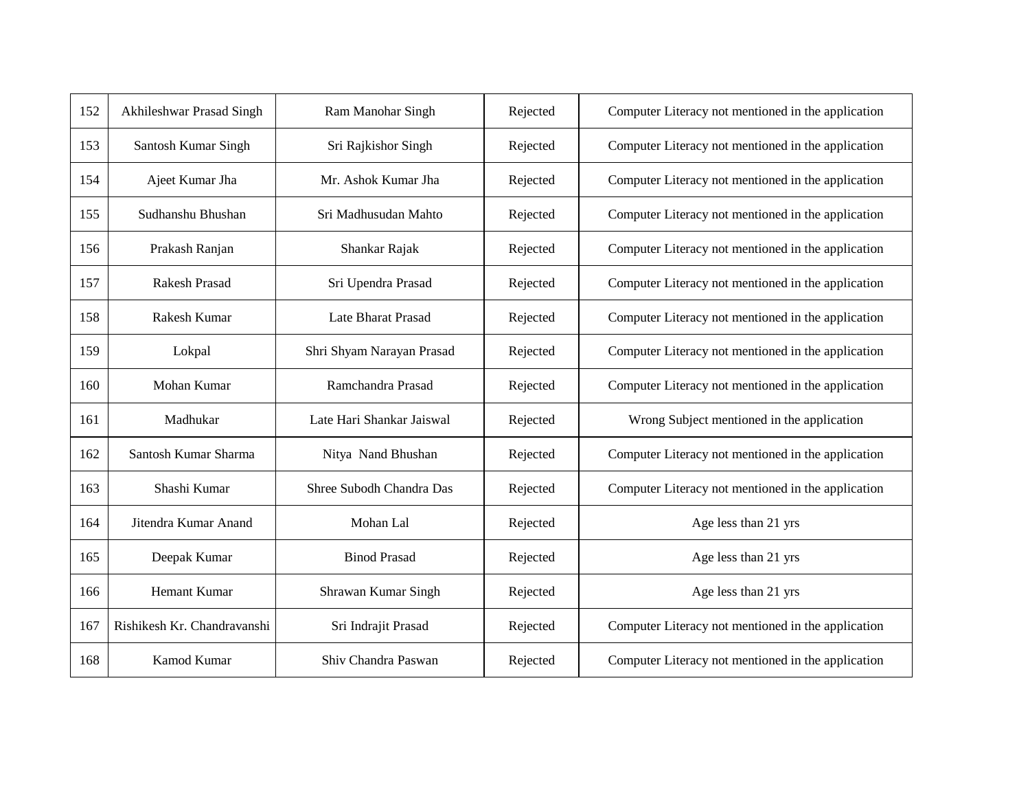| 152 | Akhileshwar Prasad Singh | Ram Manohar Singh | Rejected | Computer Literacy not mentioned in the application |
|---|---|---|---|---|
| 153 | Santosh Kumar Singh | Sri Rajkishor Singh | Rejected | Computer Literacy not mentioned in the application |
| 154 | Ajeet Kumar Jha | Mr. Ashok Kumar Jha | Rejected | Computer Literacy not mentioned in the application |
| 155 | Sudhanshu Bhushan | Sri Madhusudan Mahto | Rejected | Computer Literacy not mentioned in the application |
| 156 | Prakash Ranjan | Shankar Rajak | Rejected | Computer Literacy not mentioned in the application |
| 157 | Rakesh Prasad | Sri Upendra Prasad | Rejected | Computer Literacy not mentioned in the application |
| 158 | Rakesh Kumar | Late Bharat Prasad | Rejected | Computer Literacy not mentioned in the application |
| 159 | Lokpal | Shri Shyam Narayan Prasad | Rejected | Computer Literacy not mentioned in the application |
| 160 | Mohan Kumar | Ramchandra Prasad | Rejected | Computer Literacy not mentioned in the application |
| 161 | Madhukar | Late Hari Shankar Jaiswal | Rejected | Wrong Subject mentioned in the application |
| 162 | Santosh Kumar Sharma | Nitya Nand Bhushan | Rejected | Computer Literacy not mentioned in the application |
| 163 | Shashi Kumar | Shree Subodh Chandra Das | Rejected | Computer Literacy not mentioned in the application |
| 164 | Jitendra Kumar Anand | Mohan Lal | Rejected | Age less than 21 yrs |
| 165 | Deepak Kumar | Binod Prasad | Rejected | Age less than 21 yrs |
| 166 | Hemant Kumar | Shrawan Kumar Singh | Rejected | Age less than 21 yrs |
| 167 | Rishikesh Kr. Chandravanshi | Sri Indrajit Prasad | Rejected | Computer Literacy not mentioned in the application |
| 168 | Kamod Kumar | Shiv Chandra Paswan | Rejected | Computer Literacy not mentioned in the application |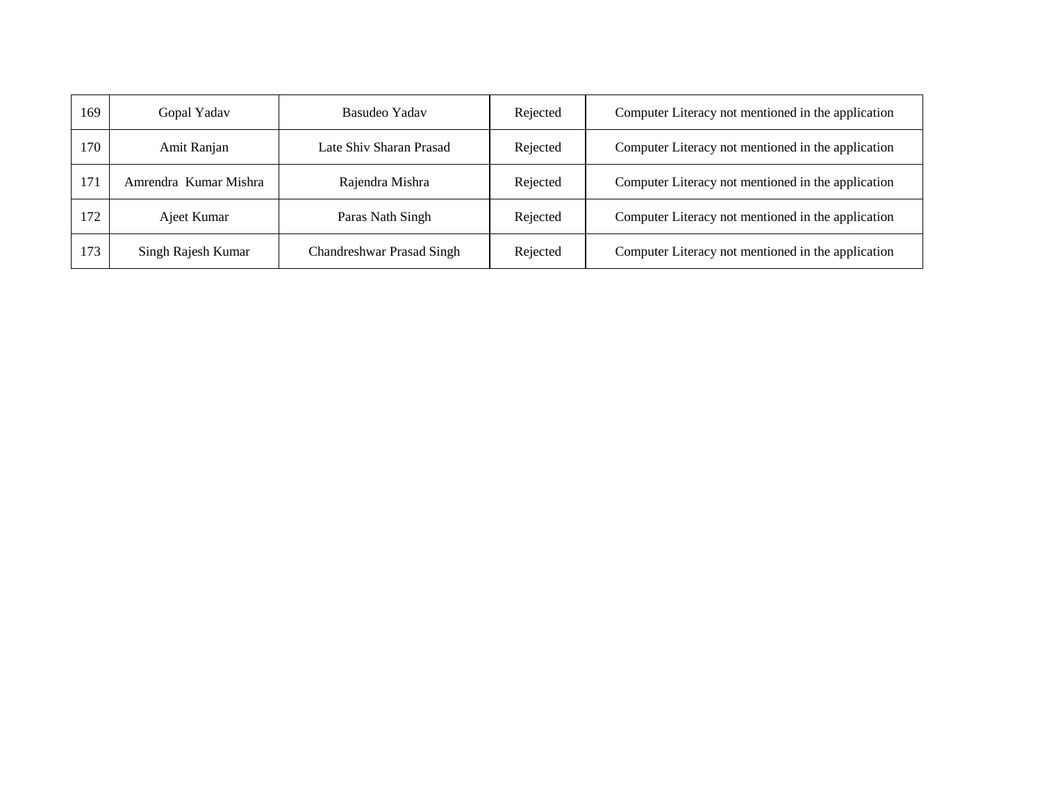| | | | | |
|---|---|---|---|---|
| 169 | Gopal Yadav | Basudeo Yadav | Rejected | Computer Literacy not mentioned in the application |
| 170 | Amit Ranjan | Late Shiv Sharan Prasad | Rejected | Computer Literacy not mentioned in the application |
| 171 | Amrendra Kumar Mishra | Rajendra Mishra | Rejected | Computer Literacy not mentioned in the application |
| 172 | Ajeet Kumar | Paras Nath Singh | Rejected | Computer Literacy not mentioned in the application |
| 173 | Singh Rajesh Kumar | Chandreshwar Prasad Singh | Rejected | Computer Literacy not mentioned in the application |